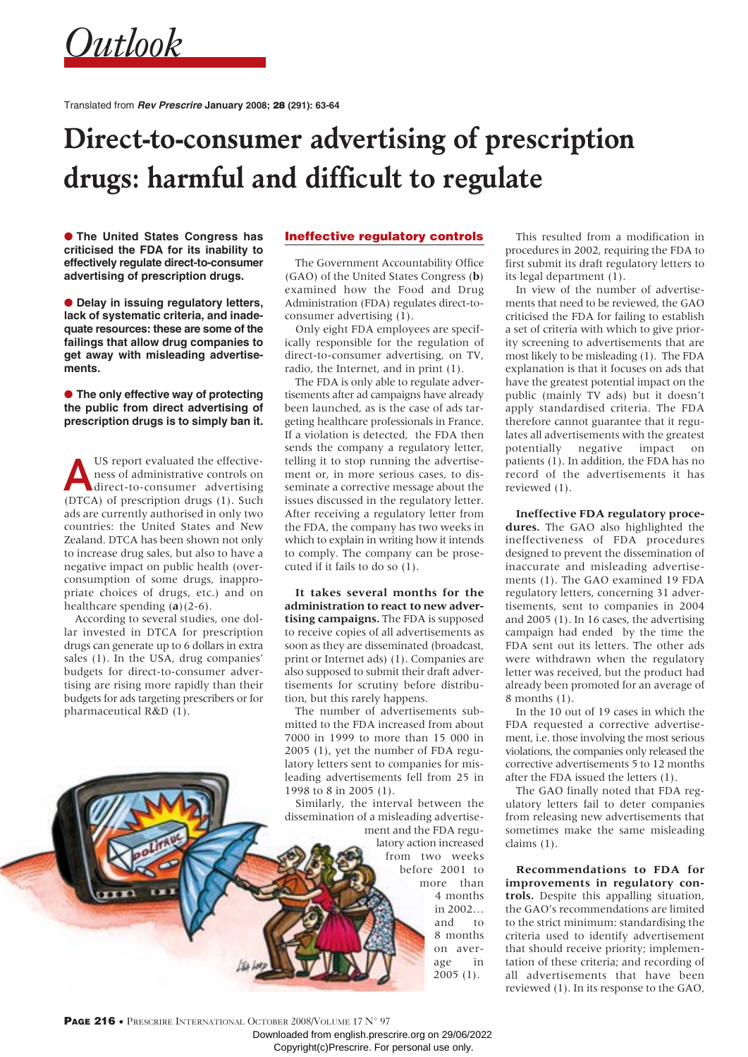# Outlook

Translated from ***Rev Prescrire* January 2008; 28 (291): 63-64**

# Direct-to-consumer advertising of prescription drugs: harmful and difficult to regulate

● **The United States Congress has criticised the FDA for its inability to effectively regulate direct-to-consumer advertising of prescription drugs.**

● **Delay in issuing regulatory letters, lack of systematic criteria, and inadequate resources: these are some of the failings that allow drug companies to get away with misleading advertisements.**

● **The only effective way of protecting the public from direct advertising of prescription drugs is to simply ban it.**

A US report evaluated the effectiveness of administrative controls on direct-to-consumer advertising (DTCA) of prescription drugs (1). Such ads are currently authorised in only two countries: the United States and New Zealand. DTCA has been shown not only to increase drug sales, but also to have a negative impact on public health (overconsumption of some drugs, inappropriate choices of drugs, etc.) and on healthcare spending (**a**)(2-6).

According to several studies, one dollar invested in DTCA for prescription drugs can generate up to 6 dollars in extra sales (1). In the USA, drug companies' budgets for direct-to-consumer advertising are rising more rapidly than their budgets for ads targeting prescribers or for pharmaceutical R&D (1).

## Ineffective regulatory controls

The Government Accountability Office (GAO) of the United States Congress (**b**) examined how the Food and Drug Administration (FDA) regulates direct-to-consumer advertising (1).

Only eight FDA employees are specifically responsible for the regulation of direct-to-consumer advertising, on TV, radio, the Internet, and in print (1).

The FDA is only able to regulate advertisements after ad campaigns have already been launched, as is the case of ads targeting healthcare professionals in France. If a violation is detected, the FDA then sends the company a regulatory letter, telling it to stop running the advertisement or, in more serious cases, to disseminate a corrective message about the issues discussed in the regulatory letter. After receiving a regulatory letter from the FDA, the company has two weeks in which to explain in writing how it intends to comply. The company can be prosecuted if it fails to do so (1).

**It takes several months for the administration to react to new advertising campaigns.** The FDA is supposed to receive copies of all advertisements as soon as they are disseminated (broadcast, print or Internet ads) (1). Companies are also supposed to submit their draft advertisements for scrutiny before distribution, but this rarely happens.

The number of advertisements submitted to the FDA increased from about 7000 in 1999 to more than 15 000 in 2005 (1), yet the number of FDA regulatory letters sent to companies for misleading advertisements fell from 25 in 1998 to 8 in 2005 (1).

Similarly, the interval between the dissemination of a misleading advertisement and the FDA regulatory action increased from two weeks before 2001 to more than 4 months in 2002… and to 8 months on average in 2005 (1).

This resulted from a modification in procedures in 2002, requiring the FDA to first submit its draft regulatory letters to its legal department (1).

In view of the number of advertisements that need to be reviewed, the GAO criticised the FDA for failing to establish a set of criteria with which to give priority screening to advertisements that are most likely to be misleading (1). The FDA explanation is that it focuses on ads that have the greatest potential impact on the public (mainly TV ads) but it doesn't apply standardised criteria. The FDA therefore cannot guarantee that it regulates all advertisements with the greatest potentially negative impact on patients (1). In addition, the FDA has no record of the advertisements it has reviewed (1).

**Ineffective FDA regulatory procedures.** The GAO also highlighted the ineffectiveness of FDA procedures designed to prevent the dissemination of inaccurate and misleading advertisements (1). The GAO examined 19 FDA regulatory letters, concerning 31 advertisements, sent to companies in 2004 and 2005 (1). In 16 cases, the advertising campaign had ended by the time the FDA sent out its letters. The other ads were withdrawn when the regulatory letter was received, but the product had already been promoted for an average of 8 months (1).

In the 10 out of 19 cases in which the FDA requested a corrective advertisement, i.e. those involving the most serious violations, the companies only released the corrective advertisements 5 to 12 months after the FDA issued the letters (1).

The GAO finally noted that FDA regulatory letters fail to deter companies from releasing new advertisements that sometimes make the same misleading claims (1).

**Recommendations to FDA for improvements in regulatory controls.** Despite this appalling situation, the GAO's recommendations are limited to the strict minimum: standardising the criteria used to identify advertisement that should receive priority; implementation of these criteria; and recording of all advertisements that have been reviewed (1). In its response to the GAO,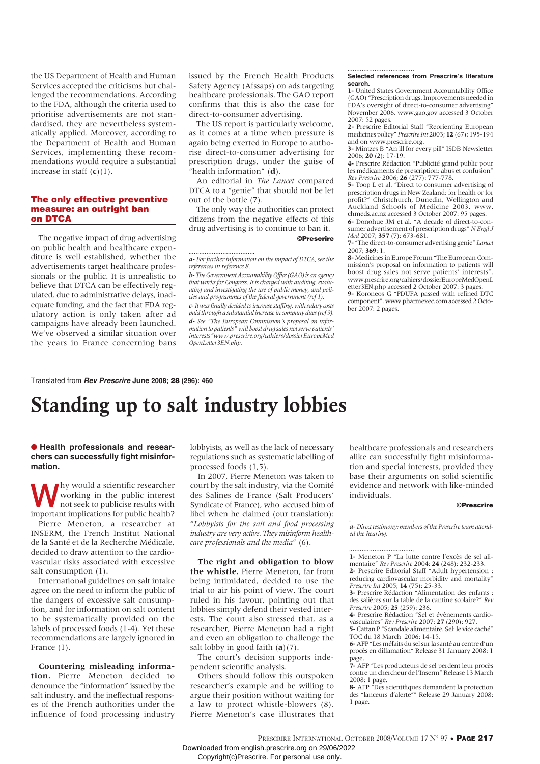the US Department of Health and Human Services accepted the criticisms but challenged the recommendations. According to the FDA, although the criteria used to prioritise advertisements are not standardised, they are nevertheless systematically applied. Moreover, according to the Department of Health and Human Services, implementing these recommendations would require a substantial increase in staff (**c**)(1).

### The only effective preventive measure: an outright ban on DTCA

The negative impact of drug advertising on public health and healthcare expenditure is well established, whether the advertisements target healthcare professionals or the public. It is unrealistic to believe that DTCA can be effectively regulated, due to administrative delays, inadequate funding, and the fact that FDA regulatory action is only taken after ad campaigns have already been launched. We've observed a similar situation over the years in France concerning bans issued by the French Health Products Safety Agency (Afssaps) on ads targeting healthcare professionals. The GAO report confirms that this is also the case for direct-to-consumer advertising.

The US report is particularly welcome, as it comes at a time when pressure is again being exerted in Europe to authorise direct-to-consumer advertising for prescription drugs, under the guise of "health information" (**d**).

An editorial in *The Lancet* compared DTCA to a "genie" that should not be let out of the bottle (7).

The only way the authorities can protect citizens from the negative effects of this drug advertising is to continue to ban it.

**©Prescrire**

*a- For further information on the impact of DTCA, see the references in reference 8.*

*b- The Government Accountability Office (GAO) is an agency that works for Congress. It is charged with auditing, evaluating and investigating the use of public money, and policies and programmes of the federal government (ref 1).*

*c- It was finally decided to increase staffing, with salary costs paid through a substantial increase in company dues (ref 9).*

*d- See "The European Commission's proposal on information to patients" will boost drug sales not serve patients' interests" www.prescrire.org/cahiers/dossierEuropeMedOpenLetter3EN.php.*

**Selected references from Prescrire's literature search.**

1- United States Government Accountability Office (GAO) "Prescription drugs. Improvements needed in FDA's oversight of direct-to-consumer advertising" November 2006. www.gao.gov accessed 3 October 2007: 52 pages.

2- Prescrire Editorial Staff "Reorienting European medicines policy" *Prescrire Int* 2003; **12** (67): 195-194 and on www.prescrire.org.

3- Mintzes B "An ill for every pill" ISDB Newsletter 2006; **20** (2): 17-19.

4- Prescrire Rédaction "Publicité grand public pour les médicaments de prescription: abus et confusion" *Rev Prescrire* 2006; **26** (277): 777-778.

5- Toop L et al. "Direct to consumer advertising of prescription drugs in New Zealand: for health or for profit?" Christchurch, Dunedin, Wellington and Auckland Schools of Medicine 2003. www.chmeds.ac.nz accessed 3 October 2007: 95 pages.

6- Donohue JM et al. "A decade of direct-to-consumer advertisement of prescription drugs" *N Engl J Med* 2007; **357** (7): 673-681.

7- "The direct-to-consumer advertising genie" *Lancet* 2007; **369**: 1.

8- Medicines in Europe Forum "The European Commission's proposal on information to patients will boost drug sales not serve patients' interests". www.prescrire.org/cahiers/dossierEuropeMedOpenLetter3EN.php accessed 2 October 2007: 3 pages.

9- Koroneos G "PDUFA passed with refined DTC component". www.pharmexec.com accessed 2 October 2007: 2 pages.

Translated from ***Rev Prescrire*** **June 2008; 28 (296): 460**

# Standing up to salt industry lobbies

**● Health professionals and researchers can successfully fight misinformation.**

Why would a scientific researcher working in the public interest not seek to publicise results with important implications for public health?

Pierre Meneton, a researcher at INSERM, the French Institut National de la Santé et de la Recherche Médicale, decided to draw attention to the cardiovascular risks associated with excessive salt consumption (1).

International guidelines on salt intake agree on the need to inform the public of the dangers of excessive salt consumption, and for information on salt content to be systematically provided on the labels of processed foods (1-4). Yet these recommendations are largely ignored in France (1).

**Countering misleading information.** Pierre Meneton decided to denounce the "information" issued by the salt industry, and the ineffectual responses of the French authorities under the influence of food processing industry lobbyists, as well as the lack of necessary regulations such as systematic labelling of processed foods (1,5).

In 2007, Pierre Meneton was taken to court by the salt industry, via the Comité des Salines de France (Salt Producers' Syndicate of France), who accused him of libel when he claimed (our translation): "*Lobbyists for the salt and food processing industry are very active. They misinform healthcare professionals and the media*" (6).

**The right and obligation to blow the whistle.** Pierre Meneton, far from being intimidated, decided to use the trial to air his point of view. The court ruled in his favour, pointing out that lobbies simply defend their vested interests. The court also stressed that, as a researcher, Pierre Meneton had a right and even an obligation to challenge the salt lobby in good faith (**a**)(7).

The court's decision supports independent scientific analysis.

Others should follow this outspoken researcher's example and be willing to argue their position without waiting for a law to protect whistle-blowers (8). Pierre Meneton's case illustrates that healthcare professionals and researchers alike can successfully fight misinformation and special interests, provided they base their arguments on solid scientific evidence and network with like-minded individuals.

**©Prescrire**

*a- Direct testimony: members of the Prescrire team attended the hearing.*

1- Meneton P "La lutte contre l'excès de sel alimentaire" *Rev Prescrire* 2004; **24** (248): 232-233.

2- Prescrire Editorial Staff "Adult hypertension : reducing cardiovascular morbidity and mortality" *Prescrire Int* 2005; **14** (75): 25-33.

3- Prescrire Rédaction "Alimentation des enfants : des salières sur la table de la cantine scolaire?" *Rev Prescrire* 2005; **25** (259): 236.

4- Prescrire Rédaction "Sel et évènements cardiovasculaires" *Rev Prescrire* 2007; **27** (290): 927.

5- Cattan P "Scandale alimentaire. Sel: le vice caché" TOC du 18 March 2006: 14-15.

6- AFP "Les méfaits du sel sur la santé au centre d'un procès en diffamation" Release 31 January 2008: 1 page.

7- AFP "Les producteurs de sel perdent leur procès contre un chercheur de l'Inserm" Release 13 March 2008: 1 page.

8- AFP "Des scientifiques demandent la protection des "lanceurs d'alerte"" Release 29 January 2008: 1 page.